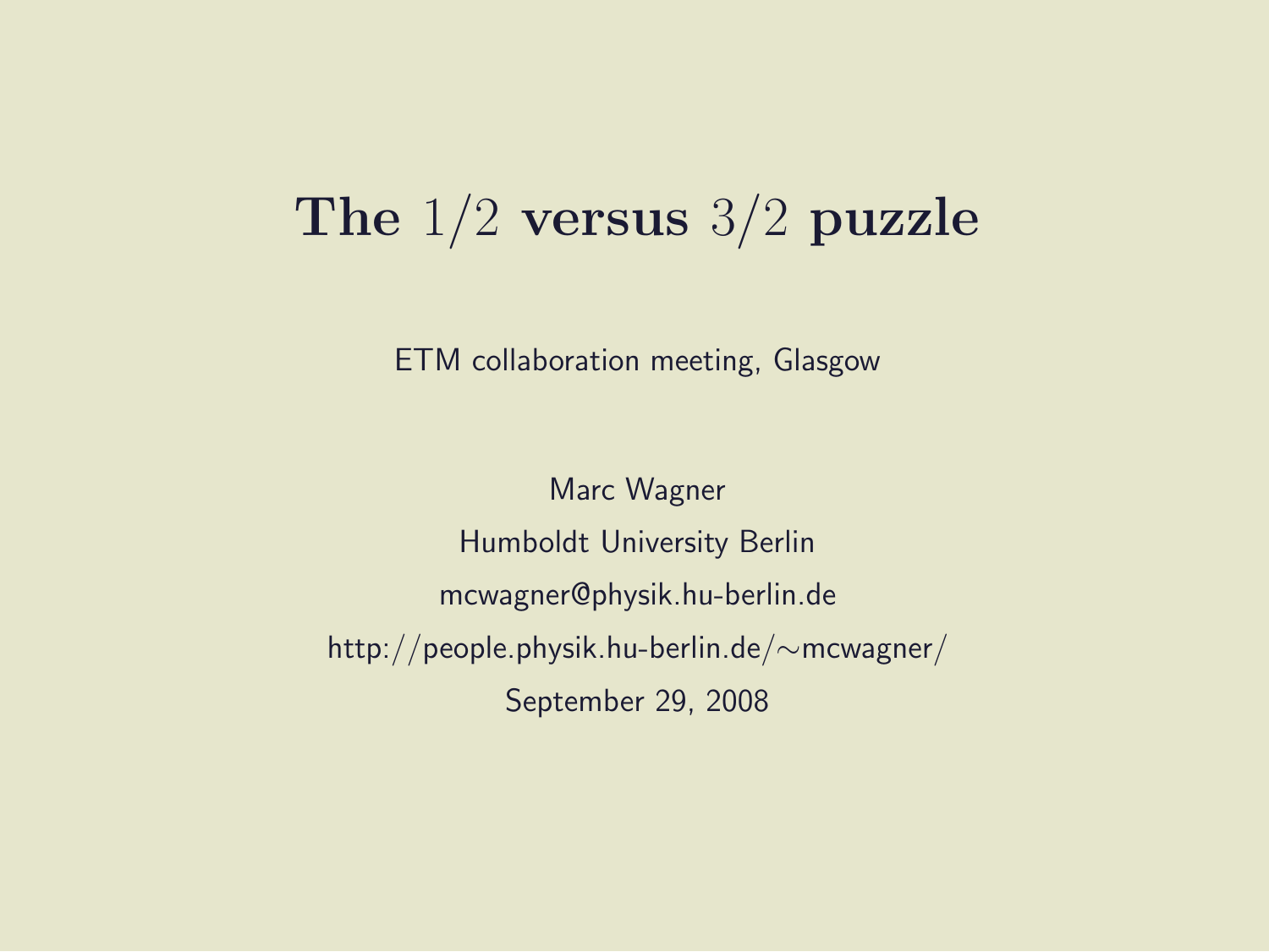# The $1/2$ versus $3/2$ puzzle

ETM collaboration meeting, Glasgow

Marc Wagner

Humboldt University Berlin

mcwagner@physik.hu-berlin.de

http://people.physik.hu-berlin.de/~mcwagner/

September 29, 2008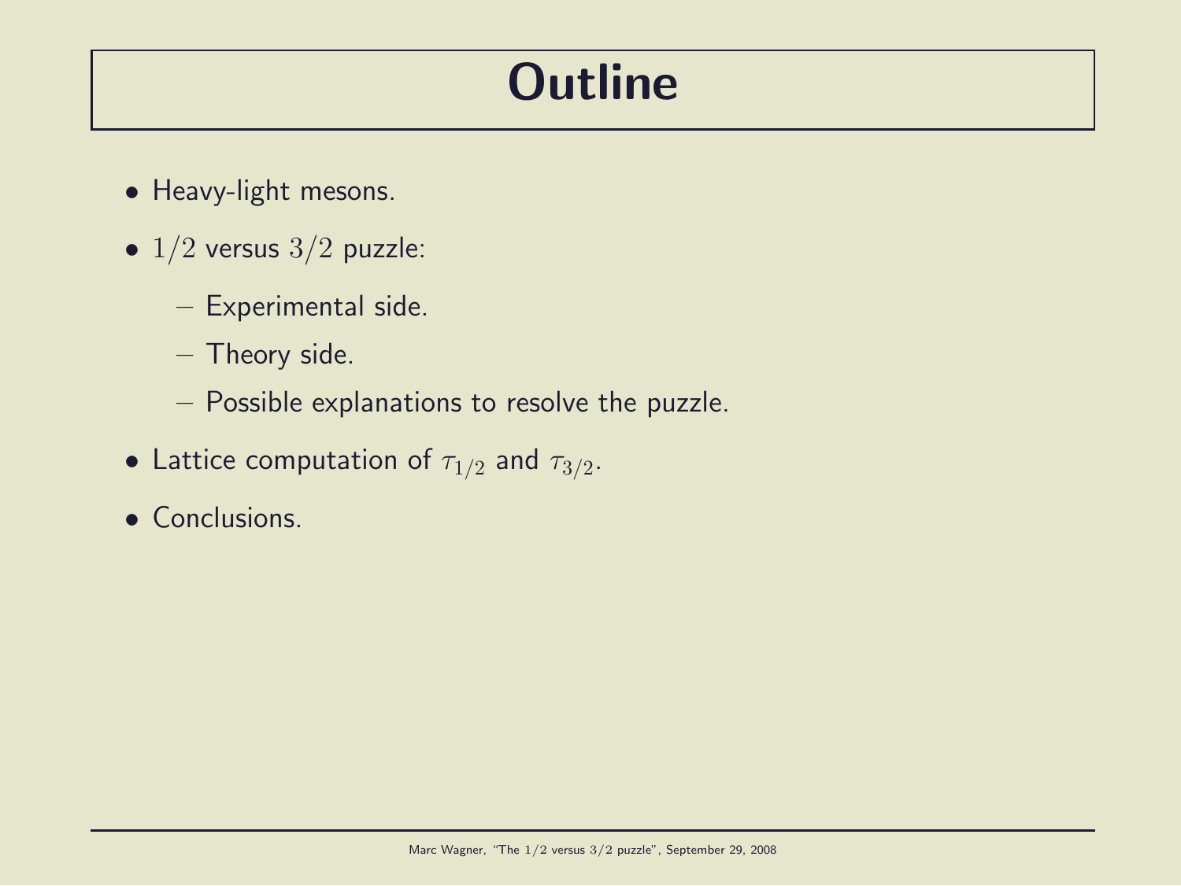# Outline

- Heavy-light mesons.
- $1/2$ versus $3/2$ puzzle:
  - Experimental side.
  - Theory side.
  - Possible explanations to resolve the puzzle.
- Lattice computation of $\tau_{1/2}$ and $\tau_{3/2}$.
- Conclusions.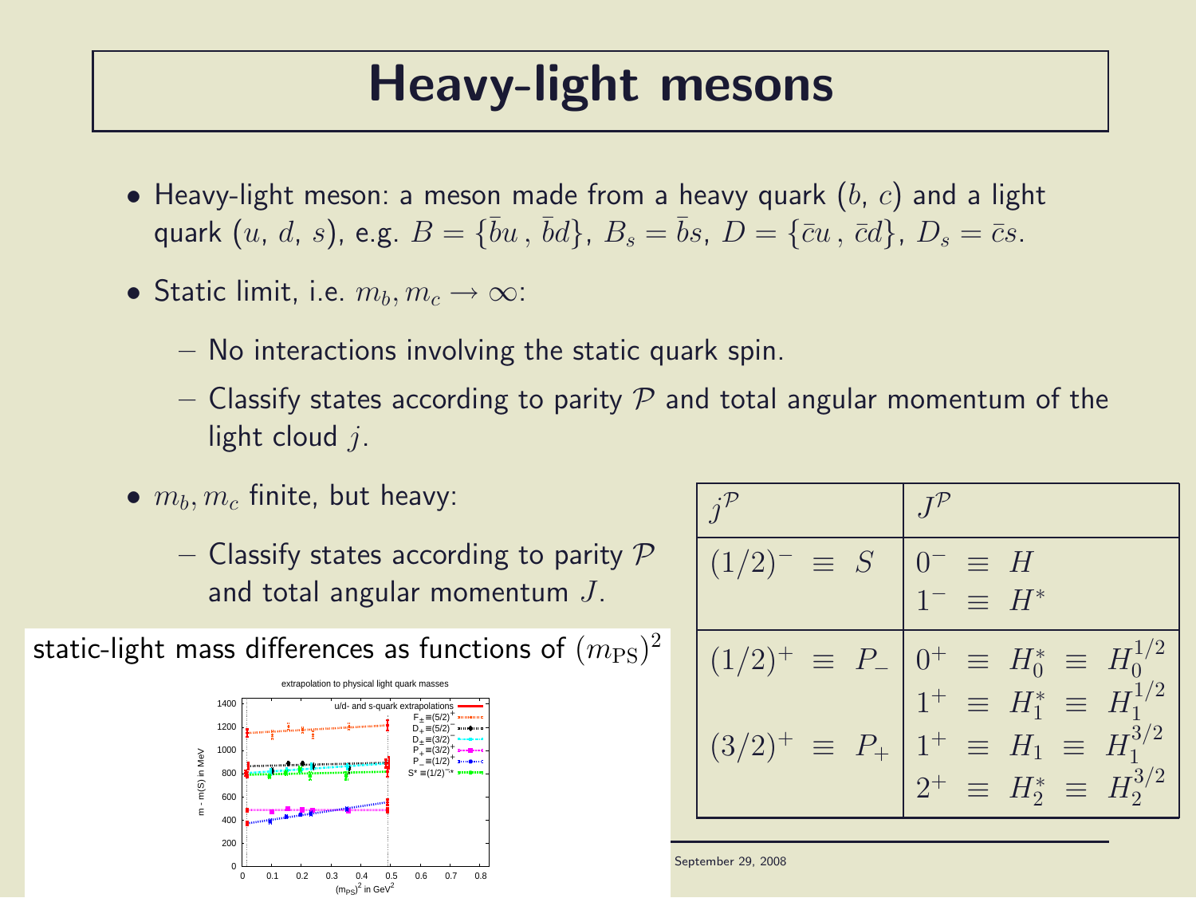# Heavy-light mesons

- Heavy-light meson: a meson made from a heavy quark ($b$, $c$) and a light quark ($u$, $d$, $s$), e.g. $B = \{\bar{b}u\,,\,\bar{b}d\}$, $B_s = \bar{b}s$, $D = \{\bar{c}u\,,\,\bar{c}d\}$, $D_s = \bar{c}s$.
- Static limit, i.e. $m_b, m_c \to \infty$:
  - No interactions involving the static quark spin.
  - Classify states according to parity $\mathcal{P}$ and total angular momentum of the light cloud $j$.
- $m_b, m_c$ finite, but heavy:
  - Classify states according to parity $\mathcal{P}$ and total angular momentum $J$.

| $j^{\mathcal{P}}$ | $J^{\mathcal{P}}$ |
|---|---|
| $(1/2)^- \equiv S$ | $0^- \equiv H$ <br> $1^- \equiv H^*$ |
| $(1/2)^+ \equiv P_-$ | $0^+ \equiv H_0^* \equiv H_0^{1/2}$ <br> $1^+ \equiv H_1^* \equiv H_1^{1/2}$ |
| $(3/2)^+ \equiv P_+$ | $1^+ \equiv H_1 \equiv H_1^{3/2}$ <br> $2^+ \equiv H_2^* \equiv H_2^{3/2}$ |

static-light mass differences as functions of $(m_{\text{PS}})^2$

September 29, 2008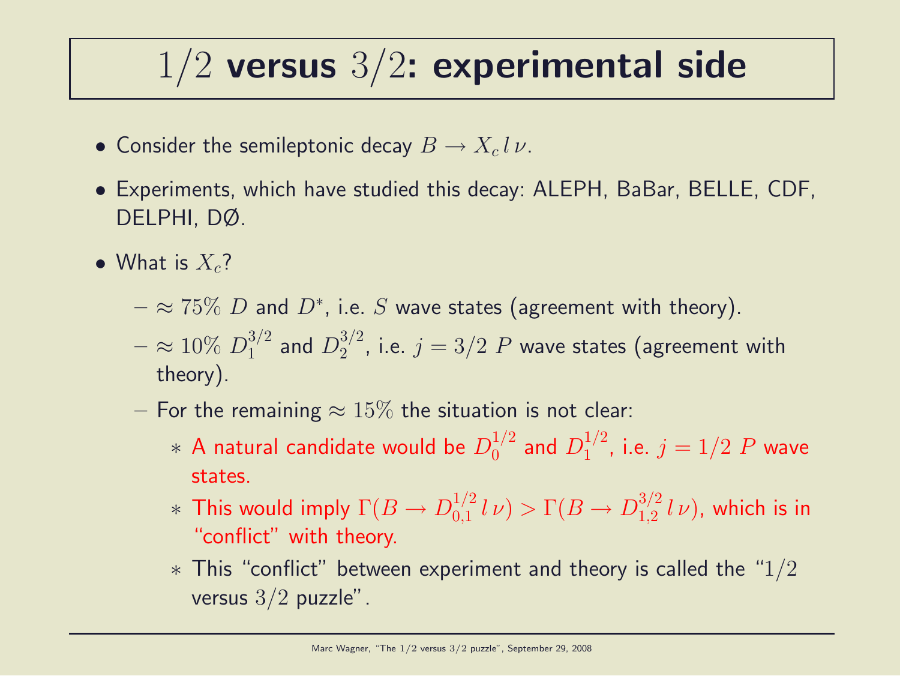# $1/2$ versus $3/2$: experimental side

- Consider the semileptonic decay $B \rightarrow X_c \, l \, \nu$.
- Experiments, which have studied this decay: ALEPH, BaBar, BELLE, CDF, DELPHI, DØ.
- What is $X_c$?
  - $\approx 75\%$ $D$ and $D^*$, i.e. $S$ wave states (agreement with theory).
  - $\approx 10\%$ $D_1^{3/2}$ and $D_2^{3/2}$, i.e. $j = 3/2$ $P$ wave states (agreement with theory).
  - For the remaining $\approx 15\%$ the situation is not clear:
    * A natural candidate would be $D_0^{1/2}$ and $D_1^{1/2}$, i.e. $j = 1/2$ $P$ wave states.
    * This would imply $\Gamma(B \rightarrow D_{0,1}^{1/2} \, l \, \nu) > \Gamma(B \rightarrow D_{1,2}^{3/2} \, l \, \nu)$, which is in "conflict" with theory.
    * This "conflict" between experiment and theory is called the "$1/2$ versus $3/2$ puzzle".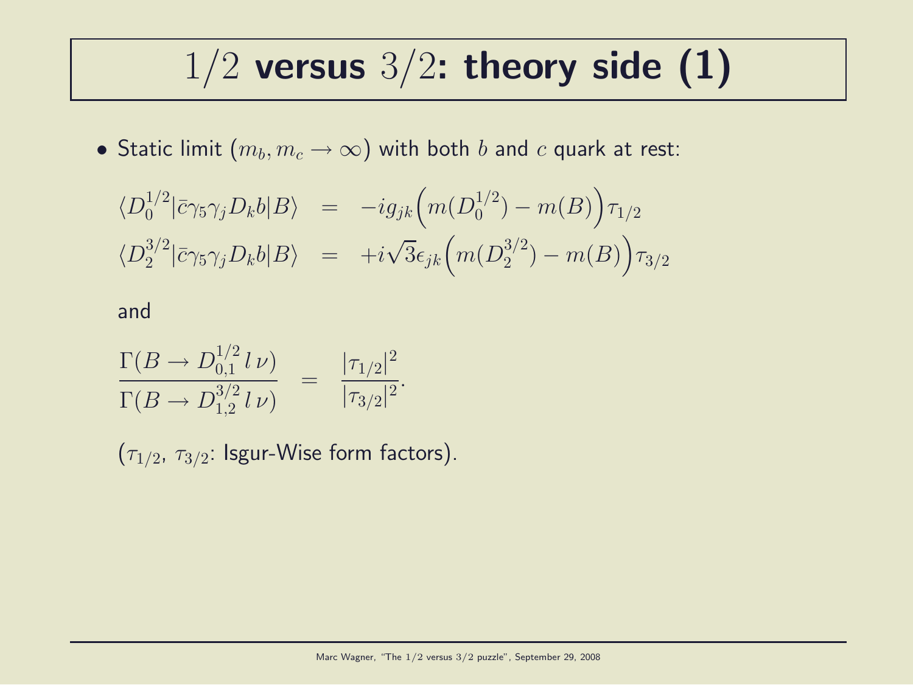# $1/2$ versus $3/2$: theory side (1)

- Static limit ($m_b, m_c \rightarrow \infty$) with both $b$ and $c$ quark at rest:

$$
\begin{aligned}
\langle D_0^{1/2} | \bar{c} \gamma_5 \gamma_j D_k b | B \rangle &= -i g_{jk} \Big( m(D_0^{1/2}) - m(B) \Big) \tau_{1/2} \\
\langle D_2^{3/2} | \bar{c} \gamma_5 \gamma_j D_k b | B \rangle &= +i \sqrt{3} \epsilon_{jk} \Big( m(D_2^{3/2}) - m(B) \Big) \tau_{3/2}
\end{aligned}
$$

  and

$$
\frac{\Gamma(B \rightarrow D_{0,1}^{1/2} \, l \, \nu)}{\Gamma(B \rightarrow D_{1,2}^{3/2} \, l \, \nu)} = \frac{|\tau_{1/2}|^2}{|\tau_{3/2}|^2}.
$$

  ($\tau_{1/2}$, $\tau_{3/2}$: Isgur-Wise form factors).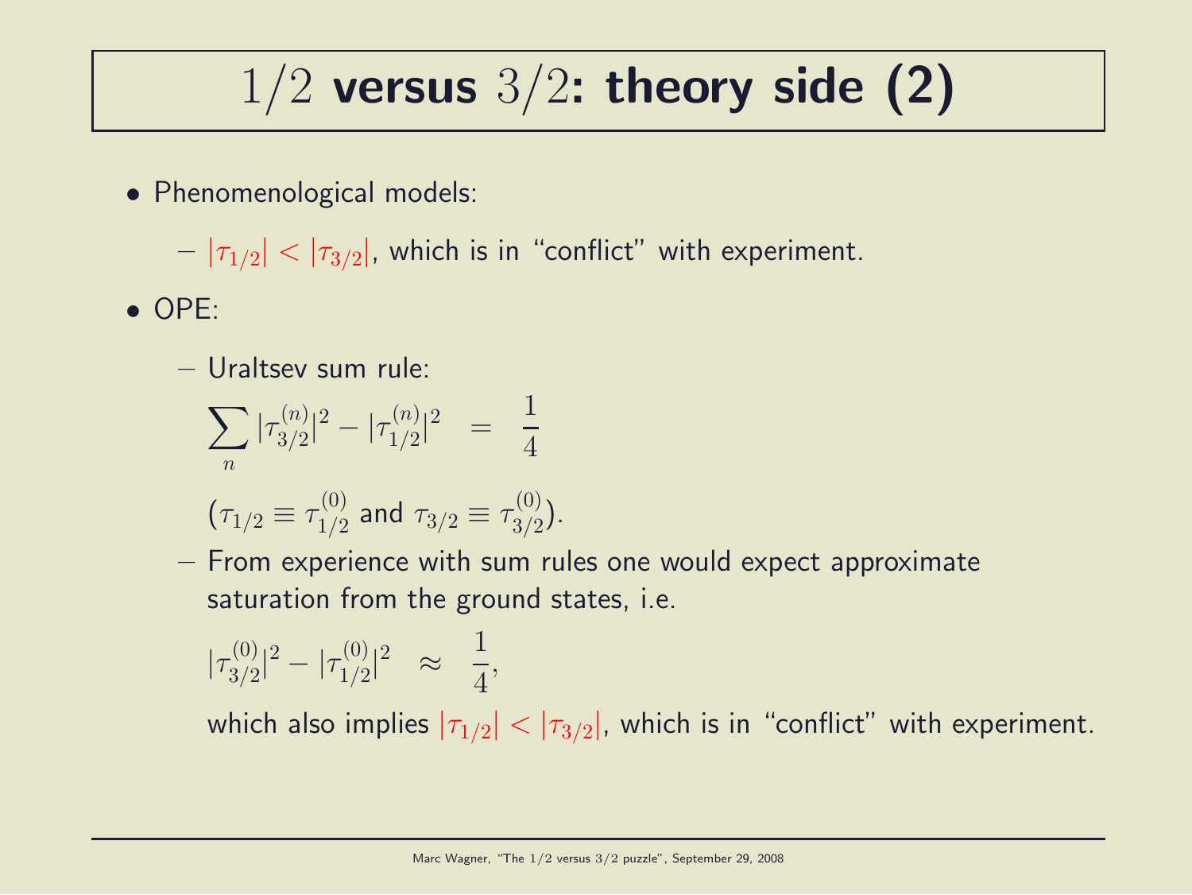# $1/2$ versus $3/2$: theory side (2)

- Phenomenological models:
  - $|\tau_{1/2}| < |\tau_{3/2}|$, which is in "conflict" with experiment.
- OPE:
  - Uraltsev sum rule:

    $$\sum_n |\tau_{3/2}^{(n)}|^2 - |\tau_{1/2}^{(n)}|^2 \quad = \quad \frac{1}{4}$$

    ($\tau_{1/2} \equiv \tau_{1/2}^{(0)}$ and $\tau_{3/2} \equiv \tau_{3/2}^{(0)}$).
  - From experience with sum rules one would expect approximate saturation from the ground states, i.e.

    $$|\tau_{3/2}^{(0)}|^2 - |\tau_{1/2}^{(0)}|^2 \quad \approx \quad \frac{1}{4},$$

    which also implies $|\tau_{1/2}| < |\tau_{3/2}|$, which is in "conflict" with experiment.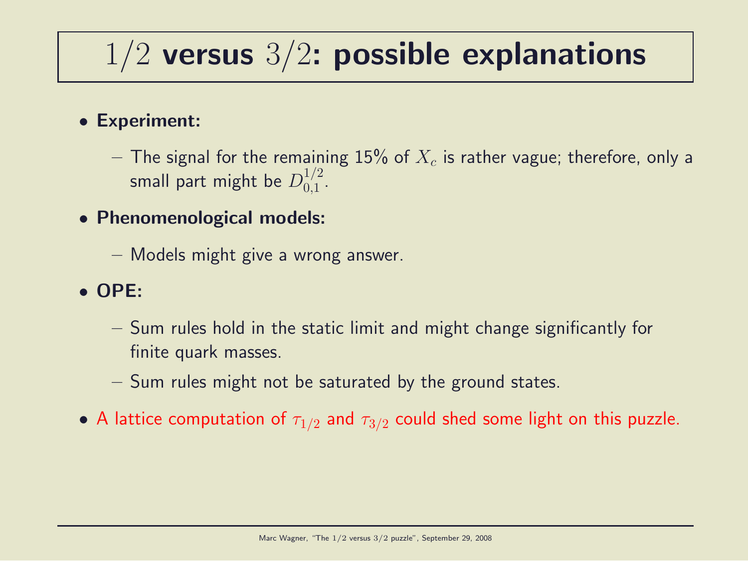# $1/2$ versus $3/2$: possible explanations

- **Experiment:**
  - The signal for the remaining 15% of $X_c$ is rather vague; therefore, only a small part might be $D_{0,1}^{1/2}$.
- **Phenomenological models:**
  - Models might give a wrong answer.
- **OPE:**
  - Sum rules hold in the static limit and might change significantly for finite quark masses.
  - Sum rules might not be saturated by the ground states.
- A lattice computation of $\tau_{1/2}$ and $\tau_{3/2}$ could shed some light on this puzzle.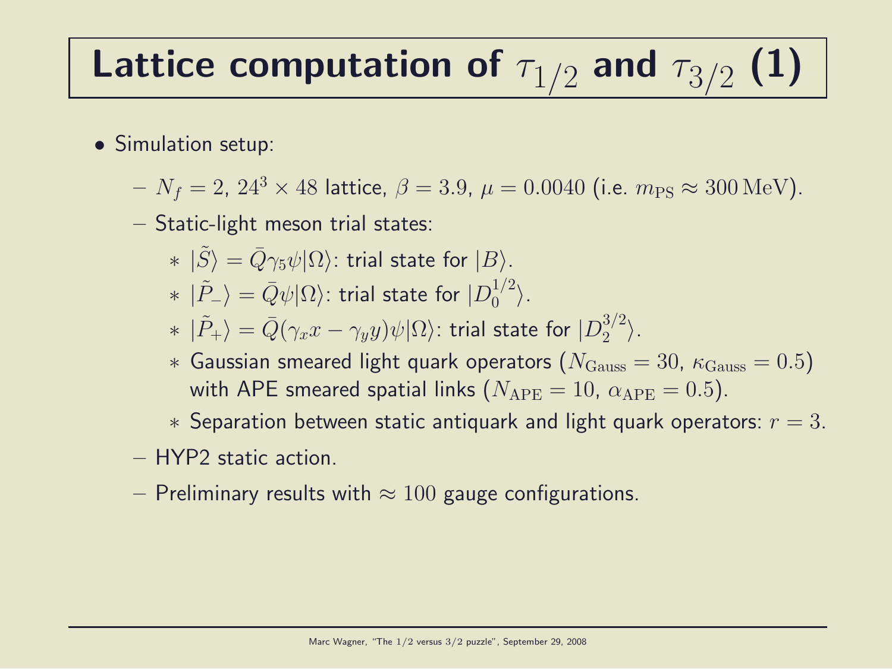# Lattice computation of $\tau_{1/2}$ and $\tau_{3/2}$ (1)

- Simulation setup:
  - $N_f = 2$, $24^3 \times 48$ lattice, $\beta = 3.9$, $\mu = 0.0040$ (i.e. $m_{\mathrm{PS}} \approx 300\,\mathrm{MeV}$).
  - Static-light meson trial states:
    - $|\tilde{S}\rangle = \bar{Q}\gamma_5\psi|\Omega\rangle$: trial state for $|B\rangle$.
    - $|\tilde{P}_-\rangle = \bar{Q}\psi|\Omega\rangle$: trial state for $|D_0^{1/2}\rangle$.
    - $|\tilde{P}_+\rangle = \bar{Q}(\gamma_x x - \gamma_y y)\psi|\Omega\rangle$: trial state for $|D_2^{3/2}\rangle$.
    - Gaussian smeared light quark operators ($N_{\mathrm{Gauss}} = 30$, $\kappa_{\mathrm{Gauss}} = 0.5$) with APE smeared spatial links ($N_{\mathrm{APE}} = 10$, $\alpha_{\mathrm{APE}} = 0.5$).
    - Separation between static antiquark and light quark operators: $r = 3$.
  - HYP2 static action.
  - Preliminary results with $\approx 100$ gauge configurations.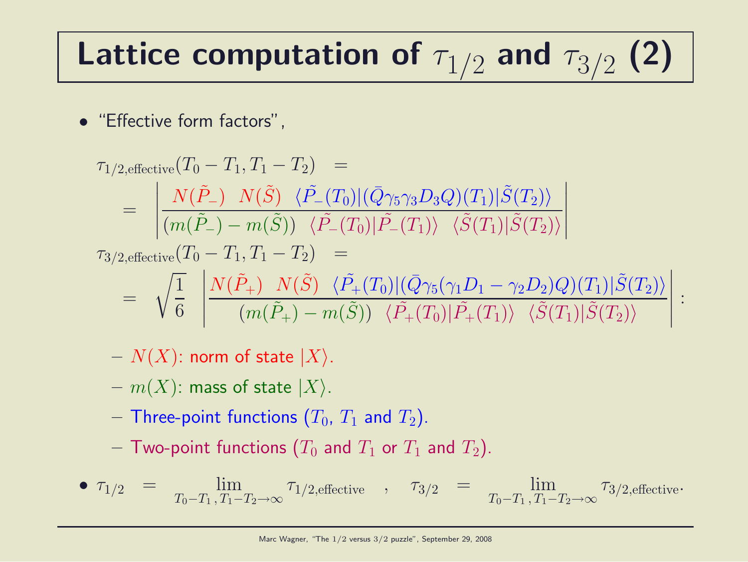# Lattice computation of $\tau_{1/2}$ and $\tau_{3/2}$ (2)

- "Effective form factors",

$$\tau_{1/2,\text{effective}}(T_0 - T_1, T_1 - T_2) =$$

$$= \left| \frac{N(\tilde{P}_-) \ \ N(\tilde{S}) \ \ \langle \tilde{P}_-(T_0) | (\bar{Q}\gamma_5\gamma_3 D_3 Q)(T_1) | \tilde{S}(T_2) \rangle}{(m(\tilde{P}_-) - m(\tilde{S})) \ \ \langle \tilde{P}_-(T_0) | \tilde{P}_-(T_1) \rangle \ \ \langle \tilde{S}(T_1) | \tilde{S}(T_2) \rangle} \right|$$

$$\tau_{3/2,\text{effective}}(T_0 - T_1, T_1 - T_2) =$$

$$= \sqrt{\frac{1}{6}} \ \left| \frac{N(\tilde{P}_+) \ \ N(\tilde{S}) \ \ \langle \tilde{P}_+(T_0) | (\bar{Q}\gamma_5(\gamma_1 D_1 - \gamma_2 D_2) Q)(T_1) | \tilde{S}(T_2) \rangle}{(m(\tilde{P}_+) - m(\tilde{S})) \ \ \langle \tilde{P}_+(T_0) | \tilde{P}_+(T_1) \rangle \ \ \langle \tilde{S}(T_1) | \tilde{S}(T_2) \rangle} \right| :$$

  - $N(X)$: norm of state $|X\rangle$.
  - $m(X)$: mass of state $|X\rangle$.
  - Three-point functions ($T_0$, $T_1$ and $T_2$).
  - Two-point functions ($T_0$ and $T_1$ or $T_1$ and $T_2$).

- $\tau_{1/2} = \lim_{T_0 - T_1 \, , T_1 - T_2 \to \infty} \tau_{1/2,\text{effective}} \quad , \quad \tau_{3/2} = \lim_{T_0 - T_1 \, , T_1 - T_2 \to \infty} \tau_{3/2,\text{effective}}$.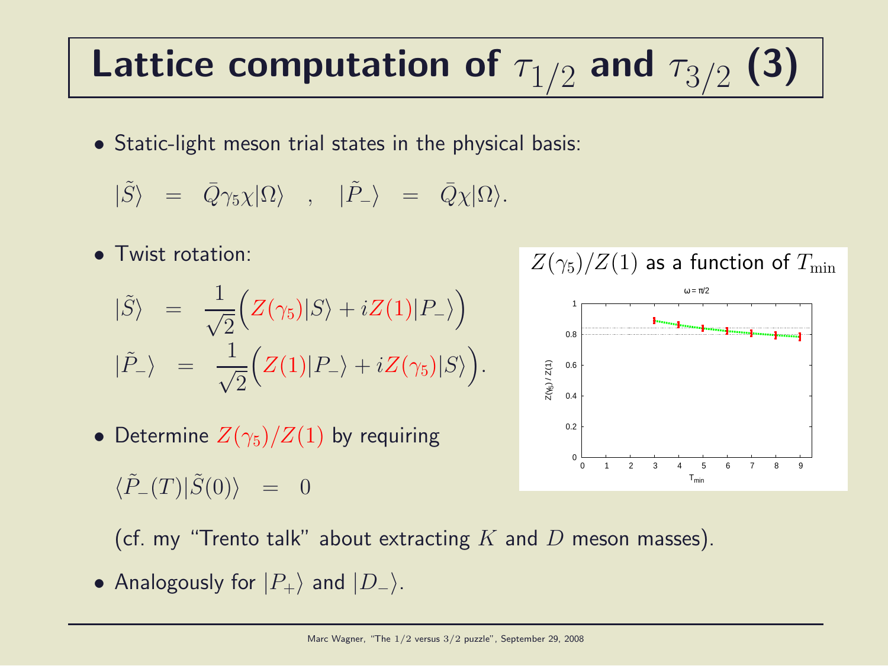# Lattice computation of $\tau_{1/2}$ and $\tau_{3/2}$ (3)

- Static-light meson trial states in the physical basis:

$$|\tilde{S}\rangle \;=\; \bar{Q}\gamma_5\chi|\Omega\rangle \quad , \quad |\tilde{P}_-\rangle \;=\; \bar{Q}\chi|\Omega\rangle.$$

- Twist rotation:

$$|\tilde{S}\rangle \;=\; \frac{1}{\sqrt{2}}\Big(Z(\gamma_5)|S\rangle + iZ(1)|P_-\rangle\Big)$$

$$|\tilde{P}_-\rangle \;=\; \frac{1}{\sqrt{2}}\Big(Z(1)|P_-\rangle + iZ(\gamma_5)|S\rangle\Big).$$

- Determine $Z(\gamma_5)/Z(1)$ by requiring

$$\langle\tilde{P}_-(T)|\tilde{S}(0)\rangle \;=\; 0$$

(cf. my "Trento talk" about extracting $K$ and $D$ meson masses).

- Analogously for $|P_+\rangle$ and $|D_-\rangle$.

$Z(\gamma_5)/Z(1)$ as a function of $T_{\mathrm{min}}$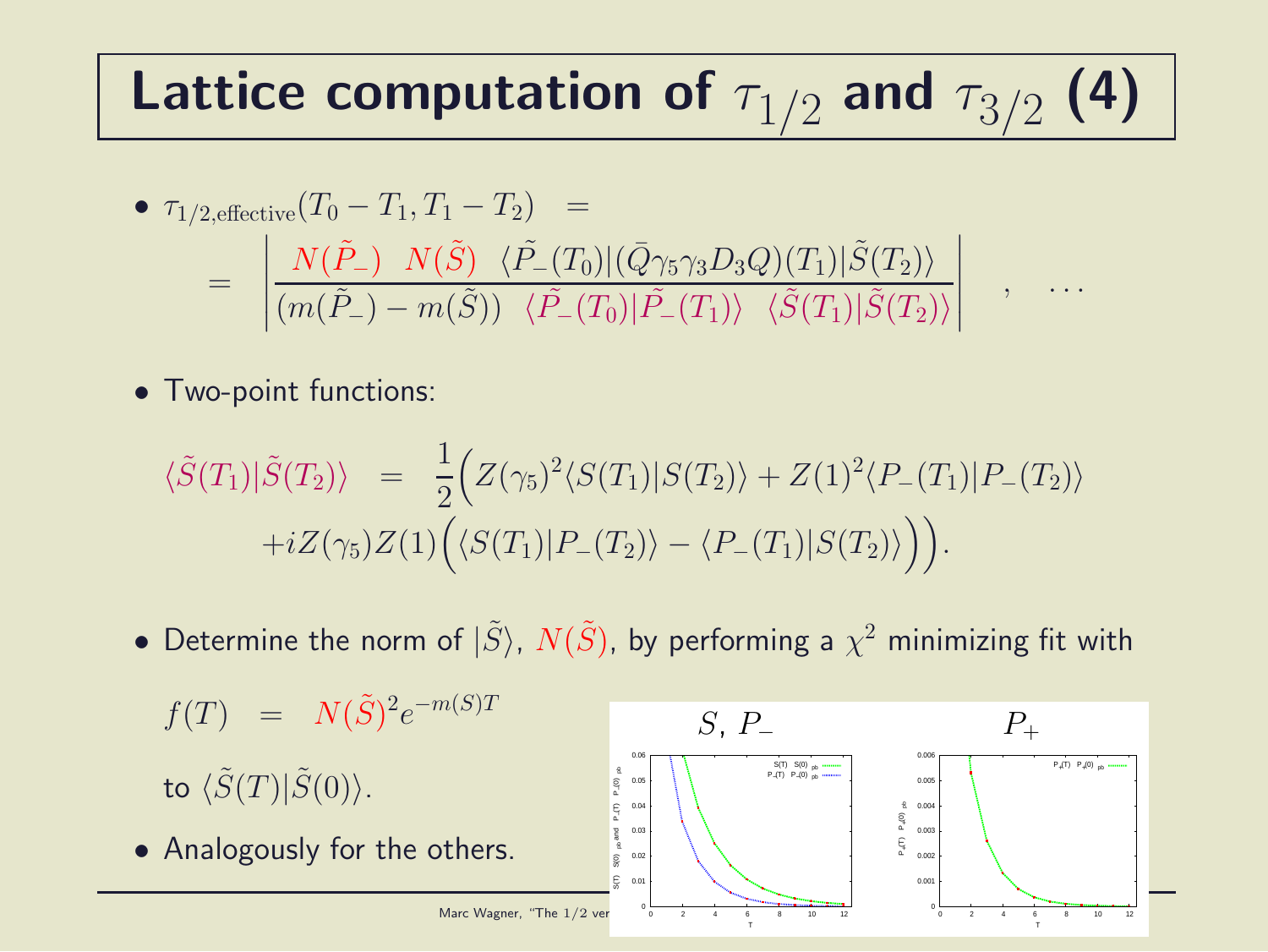# Lattice computation of $\tau_{1/2}$ and $\tau_{3/2}$ (4)

- $\tau_{1/2,\text{effective}}(T_0 - T_1, T_1 - T_2) =$

$$= \left| \frac{N(\tilde{P}_-) \;\; N(\tilde{S}) \;\; \langle \tilde{P}_-(T_0) | (\bar{Q}\gamma_5\gamma_3 D_3 Q)(T_1) | \tilde{S}(T_2) \rangle}{(m(\tilde{P}_-) - m(\tilde{S})) \;\; \langle \tilde{P}_-(T_0) | \tilde{P}_-(T_1) \rangle \;\; \langle \tilde{S}(T_1) | \tilde{S}(T_2) \rangle} \right| \quad , \quad \ldots$$

- Two-point functions:

$$\langle \tilde{S}(T_1) | \tilde{S}(T_2) \rangle = \frac{1}{2}\Big( Z(\gamma_5)^2 \langle S(T_1) | S(T_2) \rangle + Z(1)^2 \langle P_-(T_1) | P_-(T_2) \rangle$$
$$+ i Z(\gamma_5) Z(1) \Big( \langle S(T_1) | P_-(T_2) \rangle - \langle P_-(T_1) | S(T_2) \rangle \Big) \Big).$$

- Determine the norm of $|\tilde{S}\rangle$, $N(\tilde{S})$, by performing a $\chi^2$ minimizing fit with

$$f(T) = N(\tilde{S})^2 e^{-m(S)T}$$

to $\langle \tilde{S}(T) | \tilde{S}(0) \rangle$.

- Analogously for the others.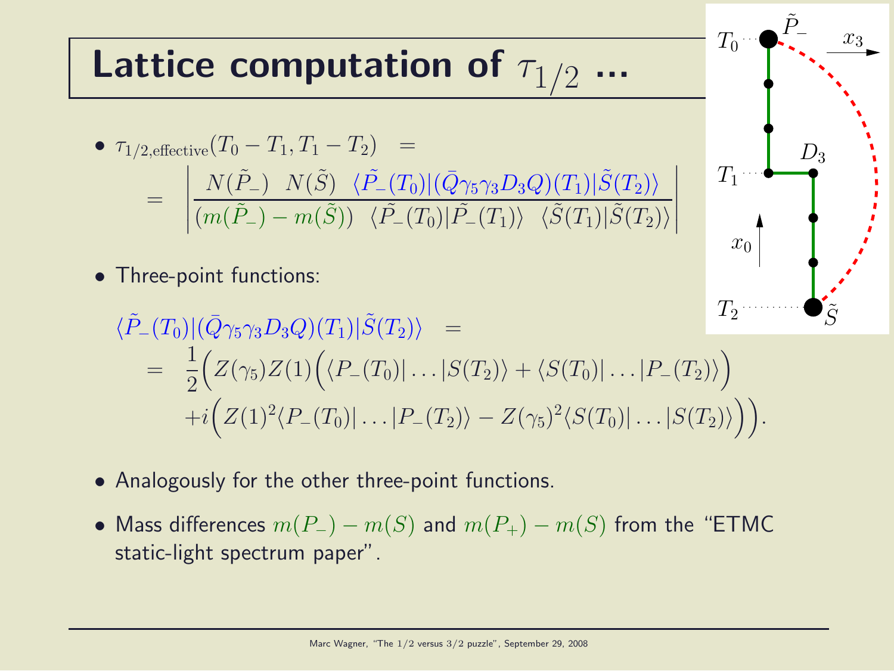# Lattice computation of $\tau_{1/2}$ ...

- $\tau_{1/2,\text{effective}}(T_0 - T_1, T_1 - T_2) =$

$$= \left| \frac{N(\tilde{P}_-) \;\; N(\tilde{S}) \;\; \langle \tilde{P}_-(T_0) | (\bar{Q}\gamma_5\gamma_3 D_3 Q)(T_1) | \tilde{S}(T_2) \rangle}{(m(\tilde{P}_-) - m(\tilde{S})) \;\; \langle \tilde{P}_-(T_0) | \tilde{P}_-(T_1) \rangle \;\; \langle \tilde{S}(T_1) | \tilde{S}(T_2) \rangle} \right|$$

- Three-point functions:

$$\langle \tilde{P}_-(T_0) | (\bar{Q}\gamma_5\gamma_3 D_3 Q)(T_1) | \tilde{S}(T_2) \rangle =$$
$$= \frac{1}{2}\Big( Z(\gamma_5) Z(1) \Big( \langle P_-(T_0) | \ldots | S(T_2) \rangle + \langle S(T_0) | \ldots | P_-(T_2) \rangle \Big)$$
$$+ i \Big( Z(1)^2 \langle P_-(T_0) | \ldots | P_-(T_2) \rangle - Z(\gamma_5)^2 \langle S(T_0) | \ldots | S(T_2) \rangle \Big) \Big).$$

- Analogously for the other three-point functions.

- Mass differences $m(P_-) - m(S)$ and $m(P_+) - m(S)$ from the "ETMC static-light spectrum paper".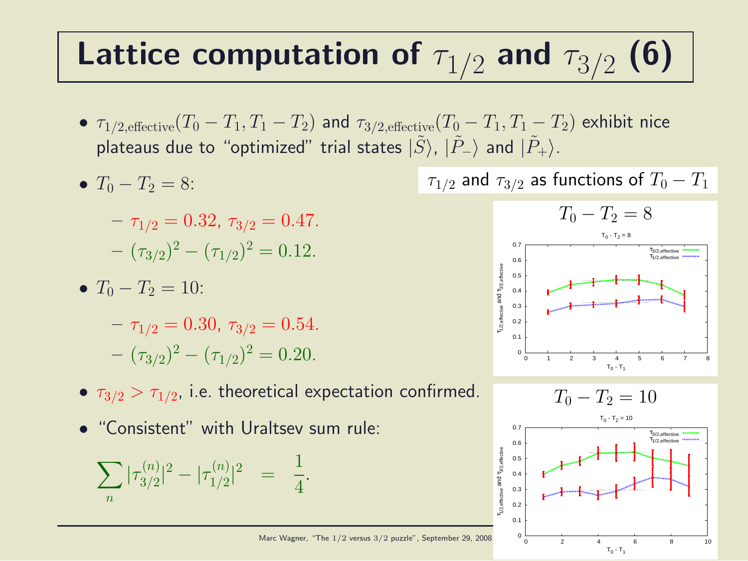# Lattice computation of $\tau_{1/2}$ and $\tau_{3/2}$ (6)

- $\tau_{1/2,\text{effective}}(T_0 - T_1, T_1 - T_2)$ and $\tau_{3/2,\text{effective}}(T_0 - T_1, T_1 - T_2)$ exhibit nice plateaus due to "optimized" trial states $|\tilde{S}\rangle$, $|\tilde{P}_-\rangle$ and $|\tilde{P}_+\rangle$.

- $T_0 - T_2 = 8$:
  - $\tau_{1/2} = 0.32$, $\tau_{3/2} = 0.47$.
  - $(\tau_{3/2})^2 - (\tau_{1/2})^2 = 0.12$.

- $T_0 - T_2 = 10$:
  - $\tau_{1/2} = 0.30$, $\tau_{3/2} = 0.54$.
  - $(\tau_{3/2})^2 - (\tau_{1/2})^2 = 0.20$.

- $\tau_{3/2} > \tau_{1/2}$, i.e. theoretical expectation confirmed.

- "Consistent" with Uraltsev sum rule:

$$\sum_n |\tau_{3/2}^{(n)}|^2 - |\tau_{1/2}^{(n)}|^2 = \frac{1}{4}.$$

$\tau_{1/2}$ and $\tau_{3/2}$ as functions of $T_0 - T_1$

$T_0 - T_2 = 8$

$T_0 - T_2 = 10$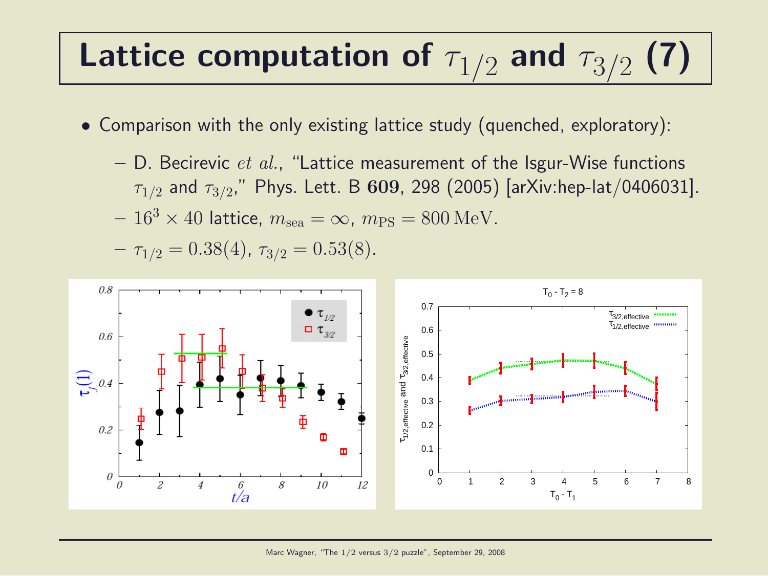# Lattice computation of $\tau_{1/2}$ and $\tau_{3/2}$ (7)

- Comparison with the only existing lattice study (quenched, exploratory):
  - D. Becirevic *et al.*, "Lattice measurement of the Isgur-Wise functions $\tau_{1/2}$ and $\tau_{3/2}$," Phys. Lett. B **609**, 298 (2005) [arXiv:hep-lat/0406031].
  - $16^3 \times 40$ lattice, $m_{\text{sea}} = \infty$, $m_{\text{PS}} = 800\,\text{MeV}$.
  - $\tau_{1/2} = 0.38(4)$, $\tau_{3/2} = 0.53(8)$.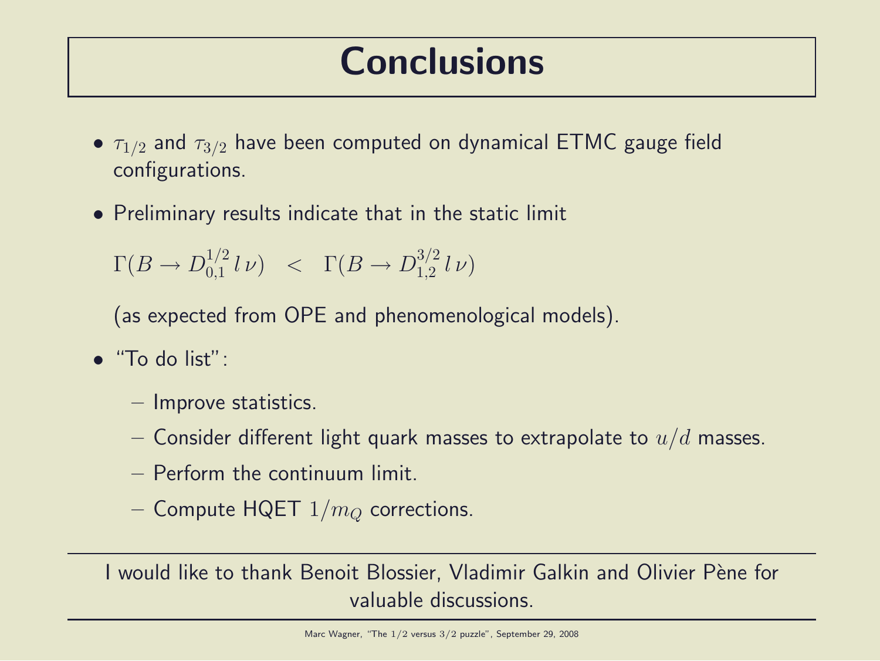# Conclusions

- $\tau_{1/2}$ and $\tau_{3/2}$ have been computed on dynamical ETMC gauge field configurations.
- Preliminary results indicate that in the static limit

  $$\Gamma(B \rightarrow D_{0,1}^{1/2}\, l\, \nu) \quad < \quad \Gamma(B \rightarrow D_{1,2}^{3/2}\, l\, \nu)$$

  (as expected from OPE and phenomenological models).
- "To do list":
  - Improve statistics.
  - Consider different light quark masses to extrapolate to $u/d$ masses.
  - Perform the continuum limit.
  - Compute HQET $1/m_Q$ corrections.

---

I would like to thank Benoit Blossier, Vladimir Galkin and Olivier Pène for valuable discussions.